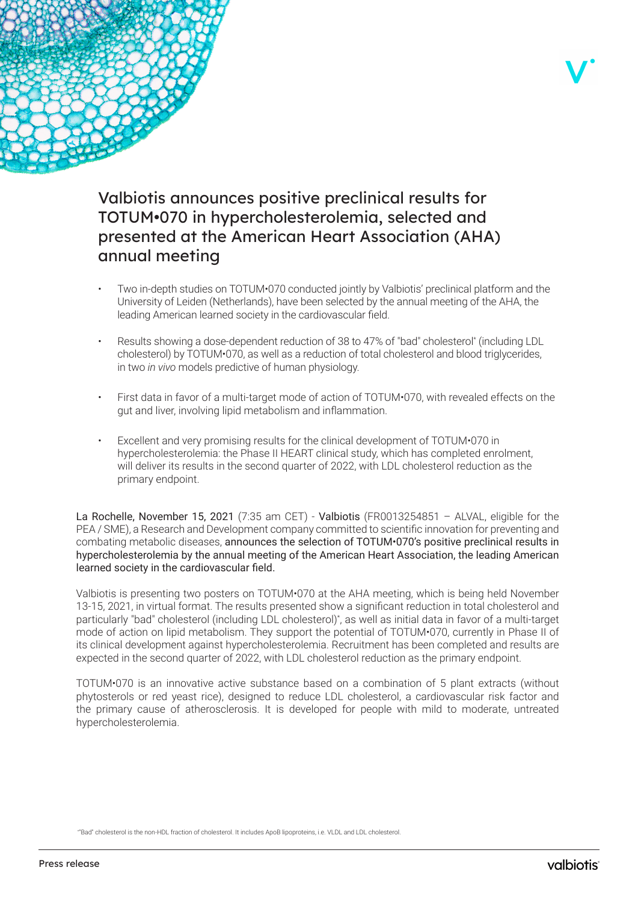# Valbiotis announces positive preclinical results for TOTUM•070 in hypercholesterolemia, selected and presented at the American Heart Association (AHA) annual meeting

- Two in-depth studies on TOTUM•070 conducted jointly by Valbiotis' preclinical platform and the University of Leiden (Netherlands), have been selected by the annual meeting of the AHA, the leading American learned society in the cardiovascular field.
- Results showing a dose-dependent reduction of 38 to 47% of "bad" cholesterol* (including LDL cholesterol) by TOTUM•070, as well as a reduction of total cholesterol and blood triglycerides, in two *in vivo* models predictive of human physiology.
- First data in favor of a multi-target mode of action of TOTUM•070, with revealed effects on the gut and liver, involving lipid metabolism and inflammation.
- Excellent and very promising results for the clinical development of TOTUM•070 in hypercholesterolemia: the Phase II HEART clinical study, which has completed enrolment, will deliver its results in the second quarter of 2022, with LDL cholesterol reduction as the primary endpoint.

La Rochelle, November 15, 2021 (7:35 am CET) - Valbiotis (FR0013254851 – ALVAL, eligible for the PEA / SME), a Research and Development company committed to scientific innovation for preventing and combating metabolic diseases, announces the selection of TOTUM•070's positive preclinical results in hypercholesterolemia by the annual meeting of the American Heart Association, the leading American learned society in the cardiovascular field.

Valbiotis is presenting two posters on TOTUM•070 at the AHA meeting, which is being held November 13-15, 2021, in virtual format. The results presented show a significant reduction in total cholesterol and particularly "bad" cholesterol (including LDL cholesterol)*, as well as initial data in favor of a multi-target mode of action on lipid metabolism. They support the potential of TOTUM•070, currently in Phase II of its clinical development against hypercholesterolemia. Recruitment has been completed and results are expected in the second quarter of 2022, with LDL cholesterol reduction as the primary endpoint.

TOTUM•070 is an innovative active substance based on a combination of 5 plant extracts (without phytosterols or red yeast rice), designed to reduce LDL cholesterol, a cardiovascular risk factor and the primary cause of atherosclerosis. It is developed for people with mild to moderate, untreated hypercholesterolemia.

*"Bad" cholesterol is the non-HDL fraction of cholesterol. It includes ApoB lipoproteins, i.e. VLDL and LDL cholesterol.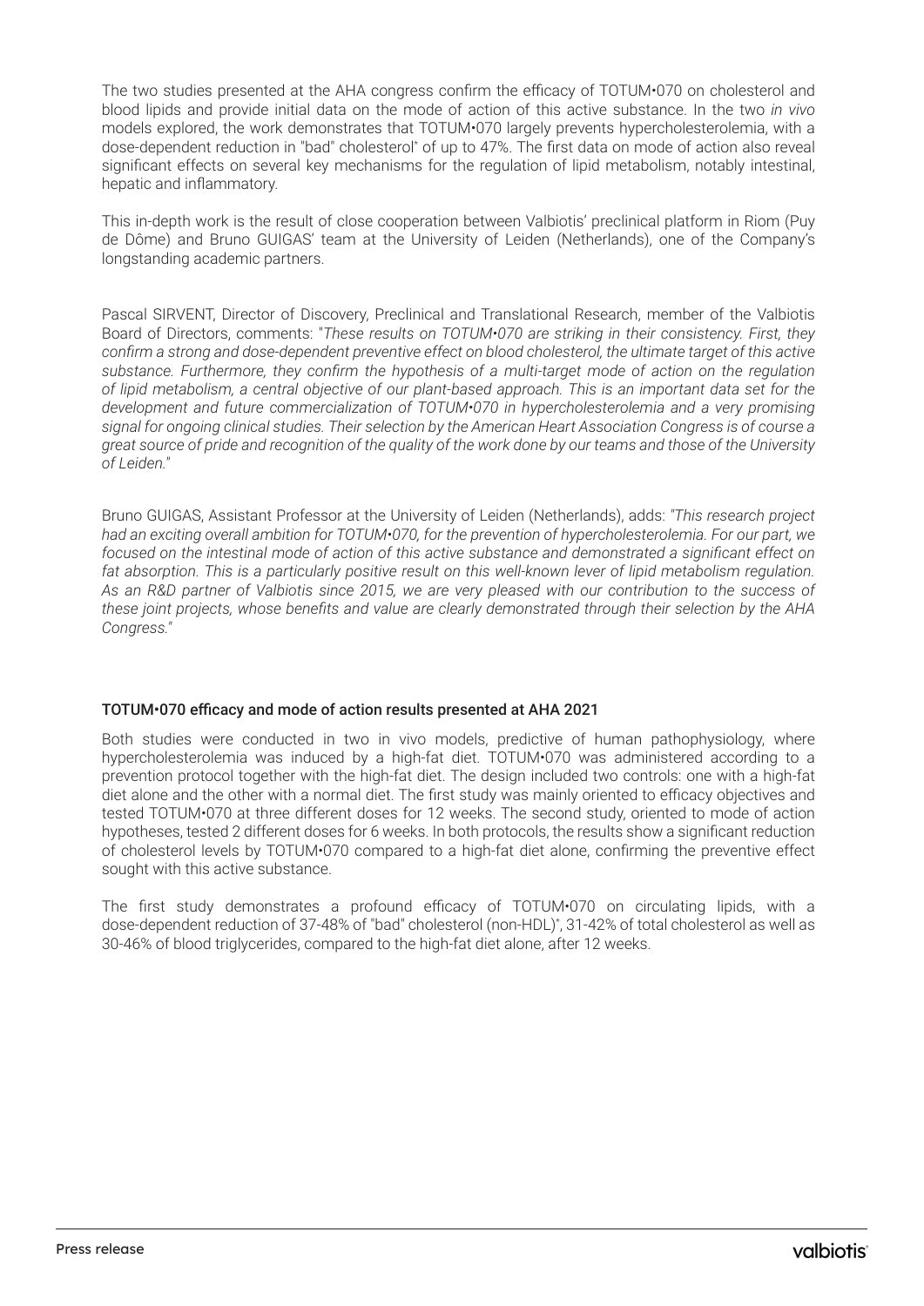The two studies presented at the AHA congress confirm the efficacy of TOTUM•070 on cholesterol and blood lipids and provide initial data on the mode of action of this active substance. In the two *in vivo* models explored, the work demonstrates that TOTUM•070 largely prevents hypercholesterolemia, with a dose-dependent reduction in "bad" cholesterol* of up to 47%. The first data on mode of action also reveal significant effects on several key mechanisms for the regulation of lipid metabolism, notably intestinal, hepatic and inflammatory.

This in-depth work is the result of close cooperation between Valbiotis' preclinical platform in Riom (Puy de Dôme) and Bruno GUIGAS' team at the University of Leiden (Netherlands), one of the Company's longstanding academic partners.

Pascal SIRVENT, Director of Discovery, Preclinical and Translational Research, member of the Valbiotis Board of Directors, comments: "*These results on TOTUM•070 are striking in their consistency. First, they confirm a strong and dose-dependent preventive effect on blood cholesterol, the ultimate target of this active substance. Furthermore, they confirm the hypothesis of a multi-target mode of action on the regulation of lipid metabolism, a central objective of our plant-based approach. This is an important data set for the development and future commercialization of TOTUM•070 in hypercholesterolemia and a very promising signal for ongoing clinical studies. Their selection by the American Heart Association Congress is of course a great source of pride and recognition of the quality of the work done by our teams and those of the University of Leiden.*"

Bruno GUIGAS, Assistant Professor at the University of Leiden (Netherlands), adds: "*This research project had an exciting overall ambition for TOTUM•070, for the prevention of hypercholesterolemia. For our part, we focused on the intestinal mode of action of this active substance and demonstrated a significant effect on fat absorption. This is a particularly positive result on this well-known lever of lipid metabolism regulation. As an R&D partner of Valbiotis since 2015, we are very pleased with our contribution to the success of these joint projects, whose benefits and value are clearly demonstrated through their selection by the AHA Congress.*"

## TOTUM•070 efficacy and mode of action results presented at AHA 2021

Both studies were conducted in two in vivo models, predictive of human pathophysiology, where hypercholesterolemia was induced by a high-fat diet. TOTUM•070 was administered according to a prevention protocol together with the high-fat diet. The design included two controls: one with a high-fat diet alone and the other with a normal diet. The first study was mainly oriented to efficacy objectives and tested TOTUM•070 at three different doses for 12 weeks. The second study, oriented to mode of action hypotheses, tested 2 different doses for 6 weeks. In both protocols, the results show a significant reduction of cholesterol levels by TOTUM•070 compared to a high-fat diet alone, confirming the preventive effect sought with this active substance.

The first study demonstrates a profound efficacy of TOTUM•070 on circulating lipids, with a dose-dependent reduction of 37-48% of "bad" cholesterol (non-HDL)*, 31-42% of total cholesterol as well as 30-46% of blood triglycerides, compared to the high-fat diet alone, after 12 weeks.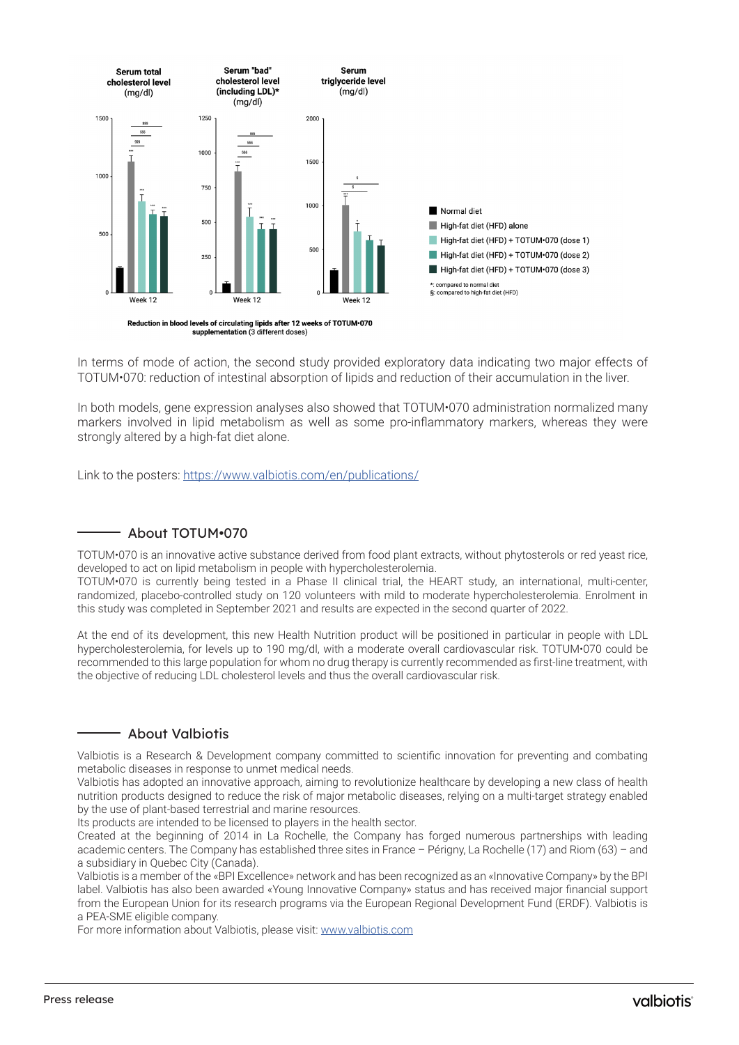Reduction in blood levels of circulating lipids after 12 weeks of TOTUM•070 supplementation (3 different doses)

In terms of mode of action, the second study provided exploratory data indicating two major effects of TOTUM•070: reduction of intestinal absorption of lipids and reduction of their accumulation in the liver.

In both models, gene expression analyses also showed that TOTUM•070 administration normalized many markers involved in lipid metabolism as well as some pro-inflammatory markers, whereas they were strongly altered by a high-fat diet alone.

Link to the posters: https://www.valbiotis.com/en/publications/

## About TOTUM•070

TOTUM•070 is an innovative active substance derived from food plant extracts, without phytosterols or red yeast rice, developed to act on lipid metabolism in people with hypercholesterolemia.
TOTUM•070 is currently being tested in a Phase II clinical trial, the HEART study, an international, multi-center, randomized, placebo-controlled study on 120 volunteers with mild to moderate hypercholesterolemia. Enrolment in this study was completed in September 2021 and results are expected in the second quarter of 2022.

At the end of its development, this new Health Nutrition product will be positioned in particular in people with LDL hypercholesterolemia, for levels up to 190 mg/dl, with a moderate overall cardiovascular risk. TOTUM•070 could be recommended to this large population for whom no drug therapy is currently recommended as first-line treatment, with the objective of reducing LDL cholesterol levels and thus the overall cardiovascular risk.

## About Valbiotis

Valbiotis is a Research & Development company committed to scientific innovation for preventing and combating metabolic diseases in response to unmet medical needs.
Valbiotis has adopted an innovative approach, aiming to revolutionize healthcare by developing a new class of health nutrition products designed to reduce the risk of major metabolic diseases, relying on a multi-target strategy enabled by the use of plant-based terrestrial and marine resources.
Its products are intended to be licensed to players in the health sector.
Created at the beginning of 2014 in La Rochelle, the Company has forged numerous partnerships with leading academic centers. The Company has established three sites in France – Périgny, La Rochelle (17) and Riom (63) – and a subsidiary in Quebec City (Canada).
Valbiotis is a member of the «BPI Excellence» network and has been recognized as an «Innovative Company» by the BPI label. Valbiotis has also been awarded «Young Innovative Company» status and has received major financial support from the European Union for its research programs via the European Regional Development Fund (ERDF). Valbiotis is a PEA-SME eligible company.
For more information about Valbiotis, please visit: www.valbiotis.com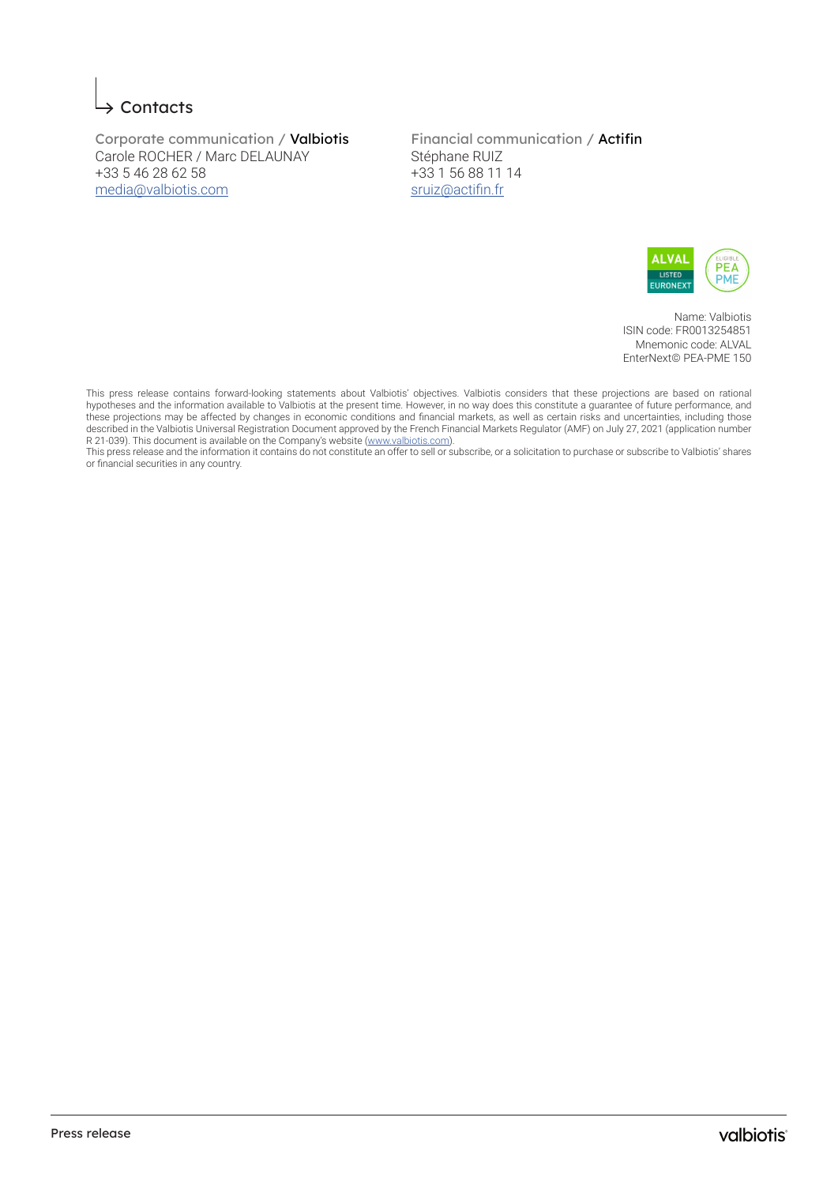## Contacts

Corporate communication / **Valbiotis**
Carole ROCHER / Marc DELAUNAY
+33 5 46 28 62 58
media@valbiotis.com

Financial communication / **Actifin**
Stéphane RUIZ
+33 1 56 88 11 14
sruiz@actifin.fr

ALVAL LISTED EURONEXT

ELIGIBLE PEA PME

Name: Valbiotis
ISIN code: FR0013254851
Mnemonic code: ALVAL
EnterNext© PEA-PME 150

This press release contains forward-looking statements about Valbiotis' objectives. Valbiotis considers that these projections are based on rational hypotheses and the information available to Valbiotis at the present time. However, in no way does this constitute a guarantee of future performance, and these projections may be affected by changes in economic conditions and financial markets, as well as certain risks and uncertainties, including those described in the Valbiotis Universal Registration Document approved by the French Financial Markets Regulator (AMF) on July 27, 2021 (application number R 21-039). This document is available on the Company's website (www.valbiotis.com).
This press release and the information it contains do not constitute an offer to sell or subscribe, or a solicitation to purchase or subscribe to Valbiotis' shares or financial securities in any country.